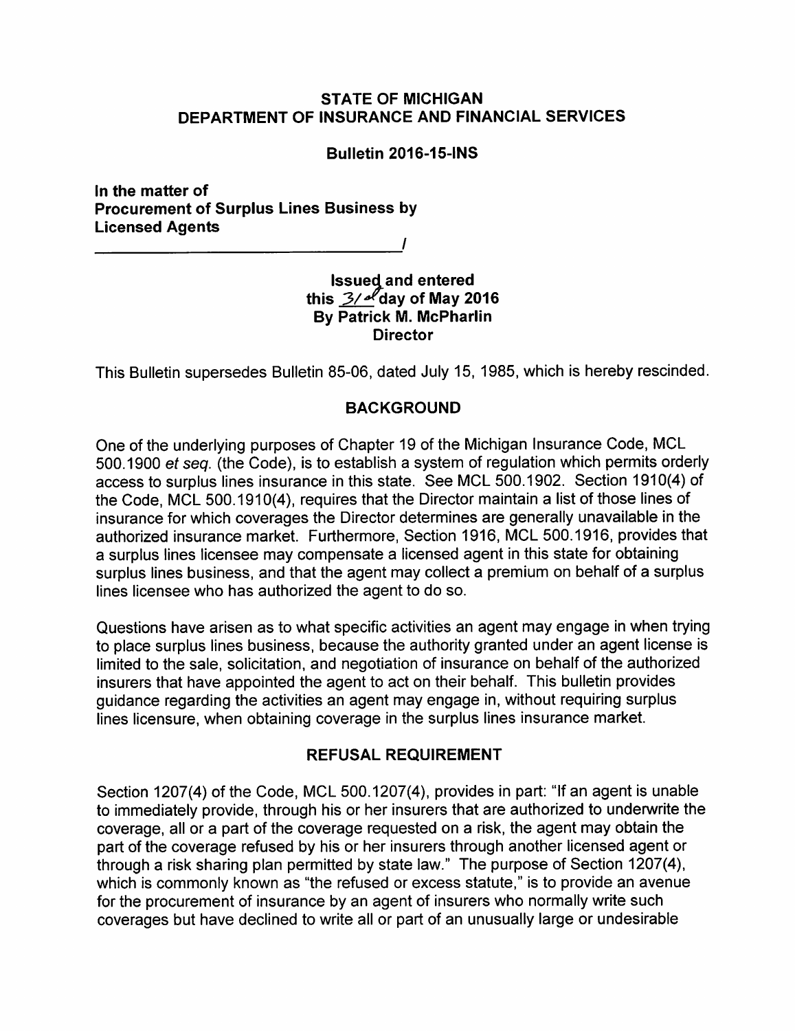**STATE OF MICHIGAN**
**DEPARTMENT OF INSURANCE AND FINANCIAL SERVICES**

**Bulletin 2016-15-INS**

**In the matter of**
**Procurement of Surplus Lines Business by Licensed Agents**
_______________________________________/

**Issued and entered**
**this 31st day of May 2016**
**By Patrick M. McPharlin**
**Director**

This Bulletin supersedes Bulletin 85-06, dated July 15, 1985, which is hereby rescinded.

## BACKGROUND

One of the underlying purposes of Chapter 19 of the Michigan Insurance Code, MCL 500.1900 *et seq.* (the Code), is to establish a system of regulation which permits orderly access to surplus lines insurance in this state. See MCL 500.1902. Section 1910(4) of the Code, MCL 500.1910(4), requires that the Director maintain a list of those lines of insurance for which coverages the Director determines are generally unavailable in the authorized insurance market. Furthermore, Section 1916, MCL 500.1916, provides that a surplus lines licensee may compensate a licensed agent in this state for obtaining surplus lines business, and that the agent may collect a premium on behalf of a surplus lines licensee who has authorized the agent to do so.

Questions have arisen as to what specific activities an agent may engage in when trying to place surplus lines business, because the authority granted under an agent license is limited to the sale, solicitation, and negotiation of insurance on behalf of the authorized insurers that have appointed the agent to act on their behalf. This bulletin provides guidance regarding the activities an agent may engage in, without requiring surplus lines licensure, when obtaining coverage in the surplus lines insurance market.

## REFUSAL REQUIREMENT

Section 1207(4) of the Code, MCL 500.1207(4), provides in part: "If an agent is unable to immediately provide, through his or her insurers that are authorized to underwrite the coverage, all or a part of the coverage requested on a risk, the agent may obtain the part of the coverage refused by his or her insurers through another licensed agent or through a risk sharing plan permitted by state law." The purpose of Section 1207(4), which is commonly known as "the refused or excess statute," is to provide an avenue for the procurement of insurance by an agent of insurers who normally write such coverages but have declined to write all or part of an unusually large or undesirable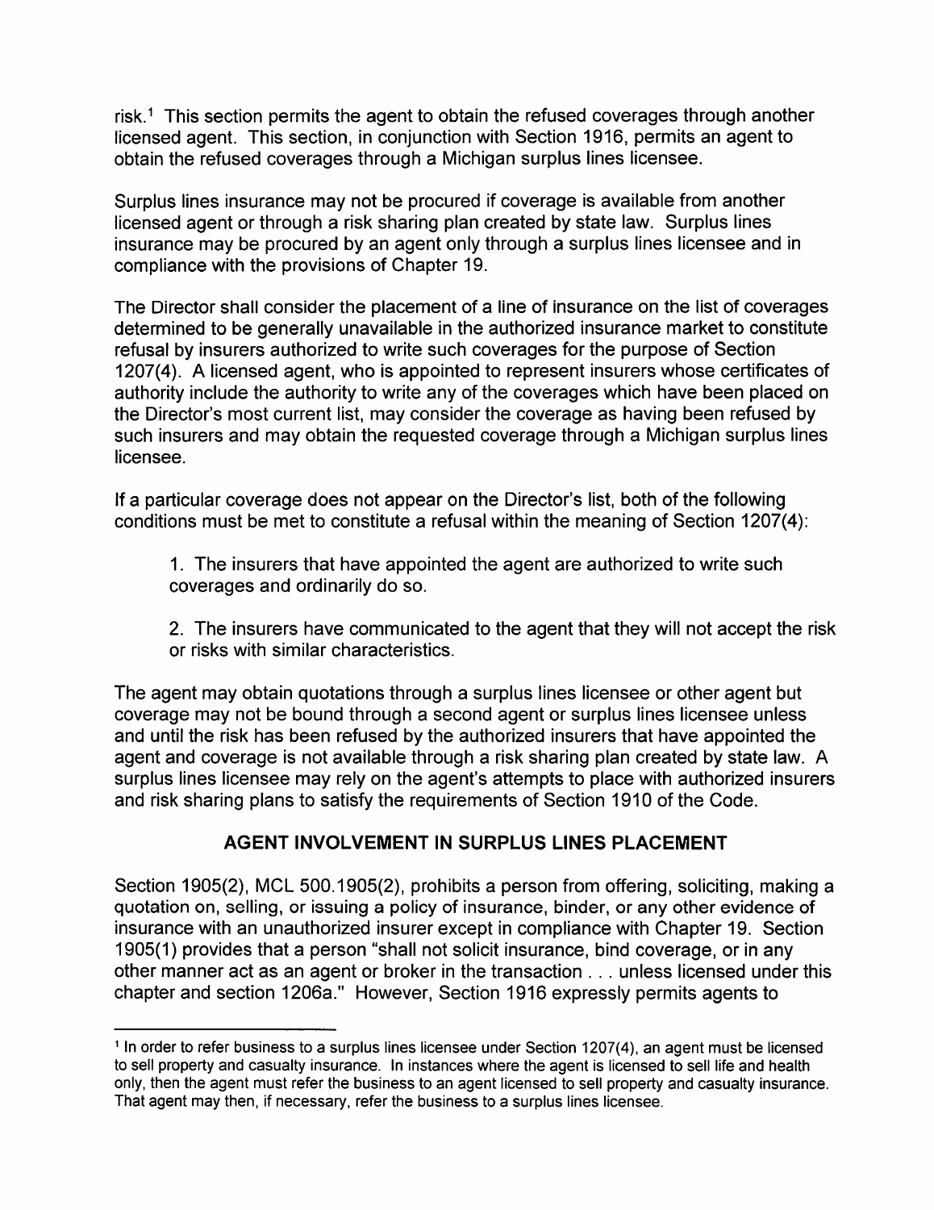risk.[1] This section permits the agent to obtain the refused coverages through another licensed agent. This section, in conjunction with Section 1916, permits an agent to obtain the refused coverages through a Michigan surplus lines licensee.

Surplus lines insurance may not be procured if coverage is available from another licensed agent or through a risk sharing plan created by state law. Surplus lines insurance may be procured by an agent only through a surplus lines licensee and in compliance with the provisions of Chapter 19.

The Director shall consider the placement of a line of insurance on the list of coverages determined to be generally unavailable in the authorized insurance market to constitute refusal by insurers authorized to write such coverages for the purpose of Section 1207(4). A licensed agent, who is appointed to represent insurers whose certificates of authority include the authority to write any of the coverages which have been placed on the Director's most current list, may consider the coverage as having been refused by such insurers and may obtain the requested coverage through a Michigan surplus lines licensee.

If a particular coverage does not appear on the Director's list, both of the following conditions must be met to constitute a refusal within the meaning of Section 1207(4):

1. The insurers that have appointed the agent are authorized to write such coverages and ordinarily do so.

2. The insurers have communicated to the agent that they will not accept the risk or risks with similar characteristics.

The agent may obtain quotations through a surplus lines licensee or other agent but coverage may not be bound through a second agent or surplus lines licensee unless and until the risk has been refused by the authorized insurers that have appointed the agent and coverage is not available through a risk sharing plan created by state law. A surplus lines licensee may rely on the agent's attempts to place with authorized insurers and risk sharing plans to satisfy the requirements of Section 1910 of the Code.

## AGENT INVOLVEMENT IN SURPLUS LINES PLACEMENT

Section 1905(2), MCL 500.1905(2), prohibits a person from offering, soliciting, making a quotation on, selling, or issuing a policy of insurance, binder, or any other evidence of insurance with an unauthorized insurer except in compliance with Chapter 19. Section 1905(1) provides that a person "shall not solicit insurance, bind coverage, or in any other manner act as an agent or broker in the transaction . . . unless licensed under this chapter and section 1206a." However, Section 1916 expressly permits agents to

---

[1] In order to refer business to a surplus lines licensee under Section 1207(4), an agent must be licensed to sell property and casualty insurance. In instances where the agent is licensed to sell life and health only, then the agent must refer the business to an agent licensed to sell property and casualty insurance. That agent may then, if necessary, refer the business to a surplus lines licensee.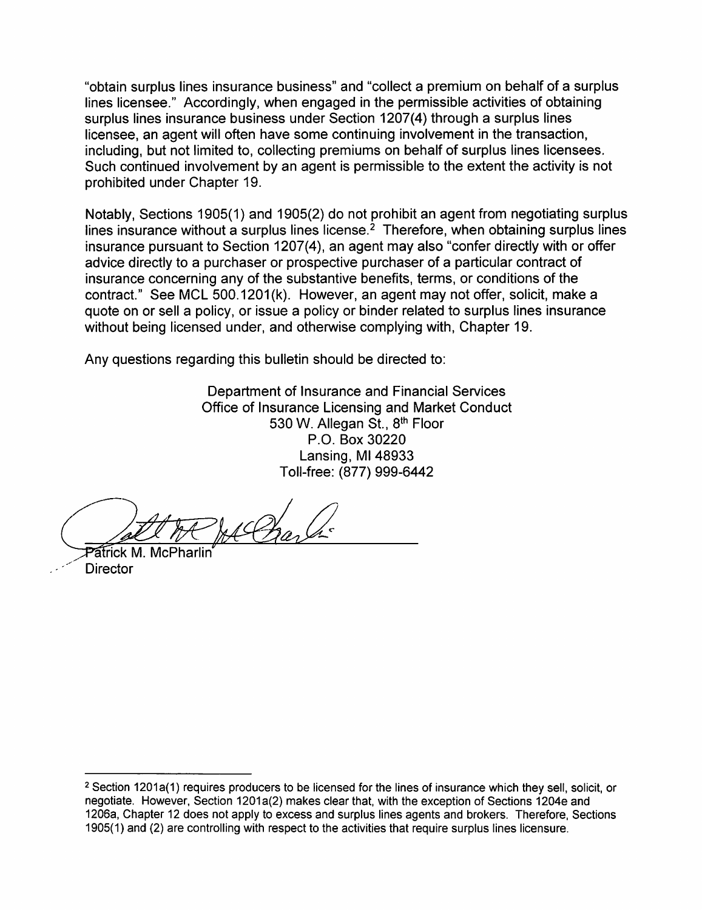"obtain surplus lines insurance business" and "collect a premium on behalf of a surplus lines licensee." Accordingly, when engaged in the permissible activities of obtaining surplus lines insurance business under Section 1207(4) through a surplus lines licensee, an agent will often have some continuing involvement in the transaction, including, but not limited to, collecting premiums on behalf of surplus lines licensees. Such continued involvement by an agent is permissible to the extent the activity is not prohibited under Chapter 19.

Notably, Sections 1905(1) and 1905(2) do not prohibit an agent from negotiating surplus lines insurance without a surplus lines license.[2] Therefore, when obtaining surplus lines insurance pursuant to Section 1207(4), an agent may also "confer directly with or offer advice directly to a purchaser or prospective purchaser of a particular contract of insurance concerning any of the substantive benefits, terms, or conditions of the contract." See MCL 500.1201(k). However, an agent may not offer, solicit, make a quote on or sell a policy, or issue a policy or binder related to surplus lines insurance without being licensed under, and otherwise complying with, Chapter 19.

Any questions regarding this bulletin should be directed to:

Department of Insurance and Financial Services
Office of Insurance Licensing and Market Conduct
530 W. Allegan St., 8th Floor
P.O. Box 30220
Lansing, MI 48933
Toll-free: (877) 999-6442

Patrick M. McPharlin
Director

---

[2] Section 1201a(1) requires producers to be licensed for the lines of insurance which they sell, solicit, or negotiate. However, Section 1201a(2) makes clear that, with the exception of Sections 1204e and 1206a, Chapter 12 does not apply to excess and surplus lines agents and brokers. Therefore, Sections 1905(1) and (2) are controlling with respect to the activities that require surplus lines licensure.